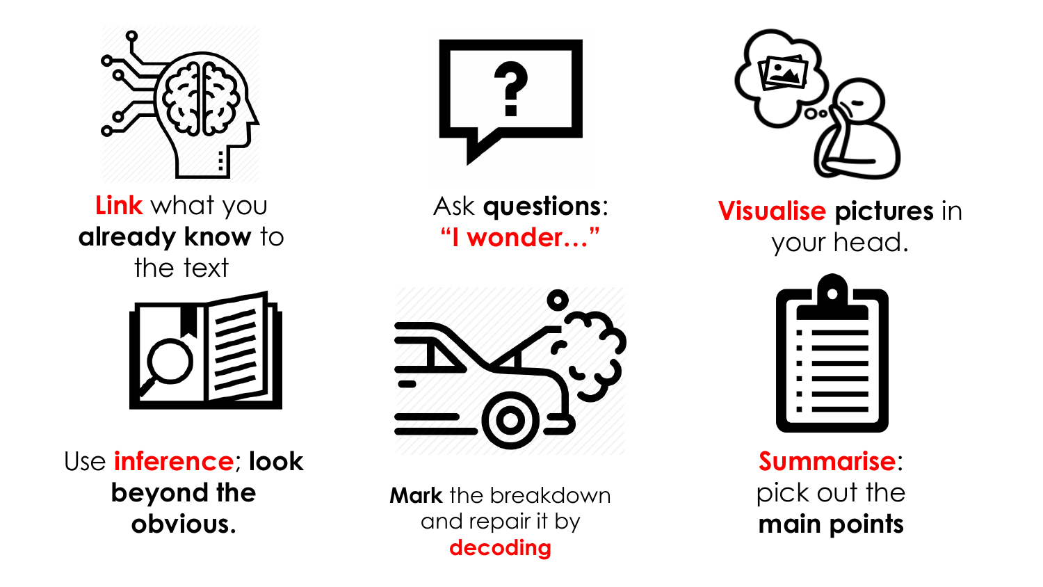**Link** what you **already know** to the text

Ask **questions**: **"I wonder…"**

**Visualise pictures** in your head.

Use **inference**; **look beyond the obvious.**

**Mark** the breakdown and repair it by **decoding**

**Summarise**: pick out the **main points**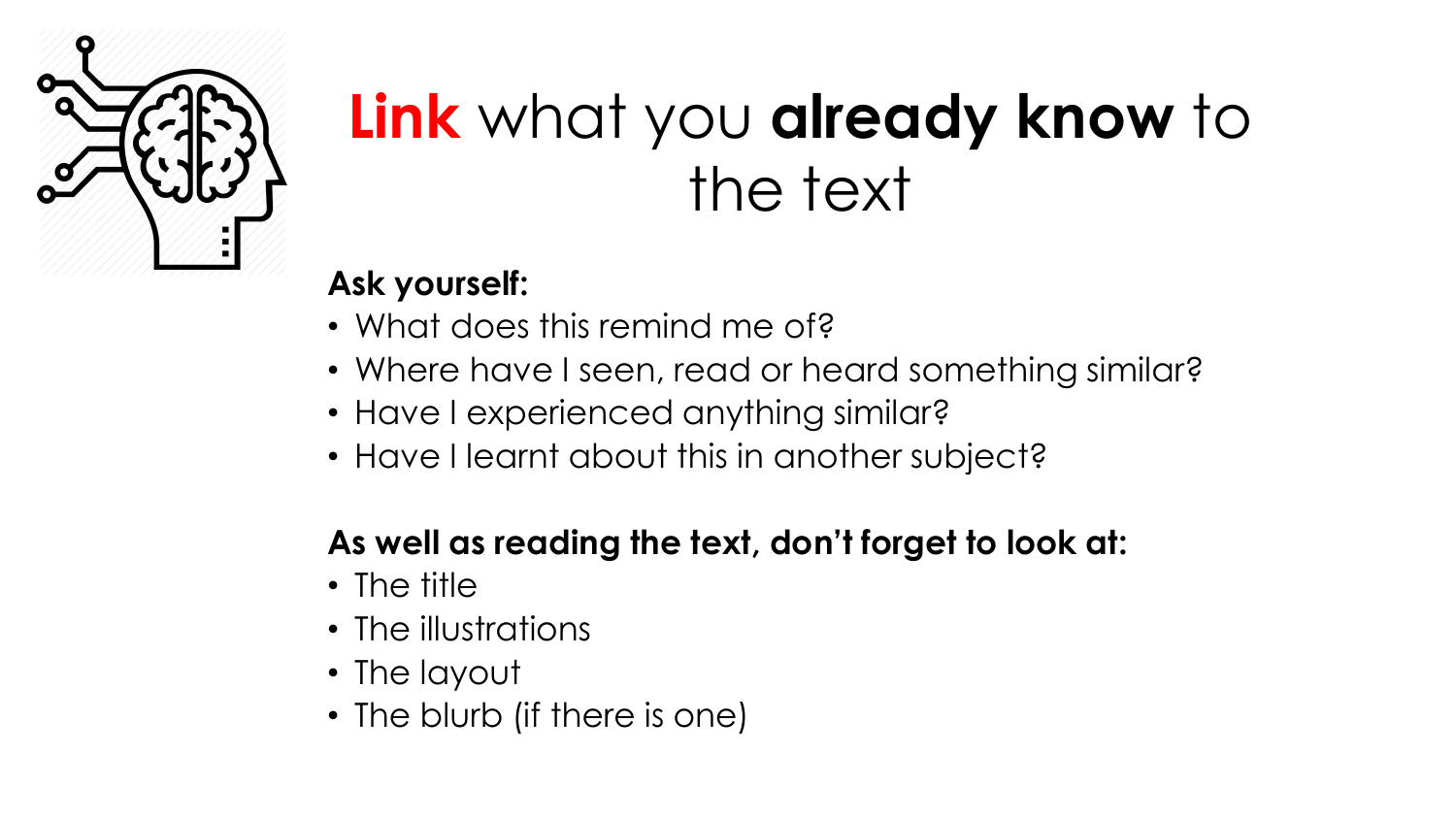# **Link** what you **already know** to the text

**Ask yourself:**

- What does this remind me of?
- Where have I seen, read or heard something similar?
- Have I experienced anything similar?
- Have I learnt about this in another subject?

**As well as reading the text, don't forget to look at:**

- The title
- The illustrations
- The layout
- The blurb (if there is one)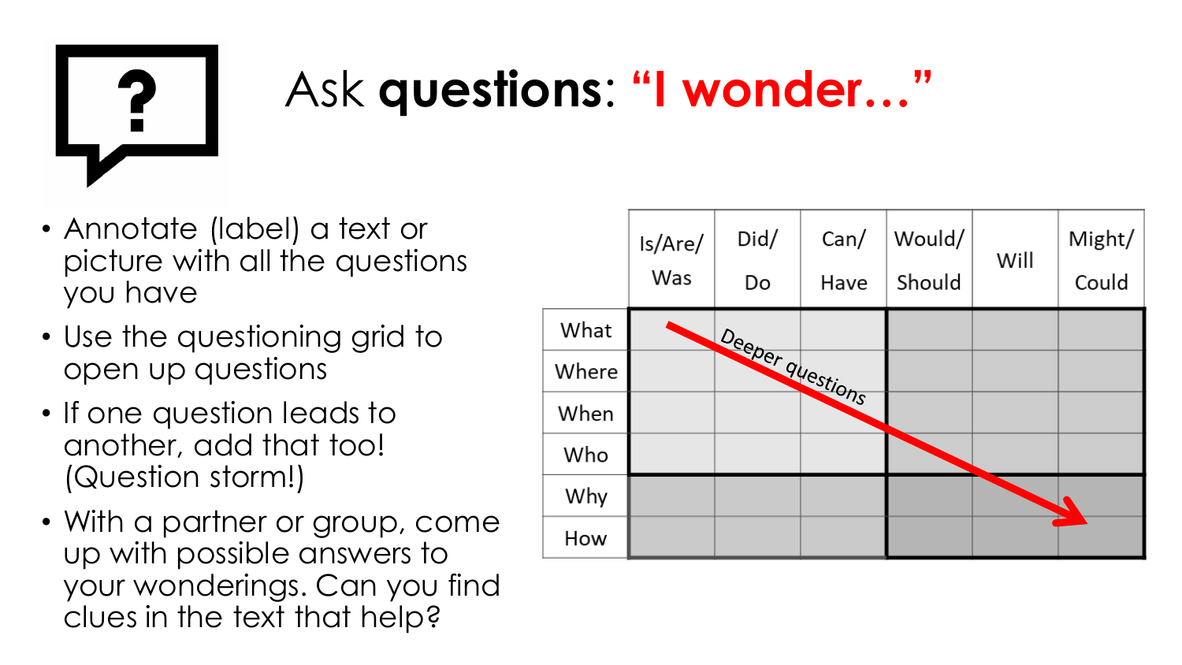# Ask **questions**: “I wonder…”

- Annotate (label) a text or picture with all the questions you have
- Use the questioning grid to open up questions
- If one question leads to another, add that too! (Question storm!)
- With a partner or group, come up with possible answers to your wonderings. Can you find clues in the text that help?

| | Is/Are/ Was | Did/ Do | Can/ Have | Would/ Should | Will | Might/ Could |
|---|---|---|---|---|---|---|
| What | | | | | | |
| Where | | | | | | |
| When | | | | | | |
| Who | | | | | | |
| Why | | | | | | |
| How | | | | | | |

Deeper questions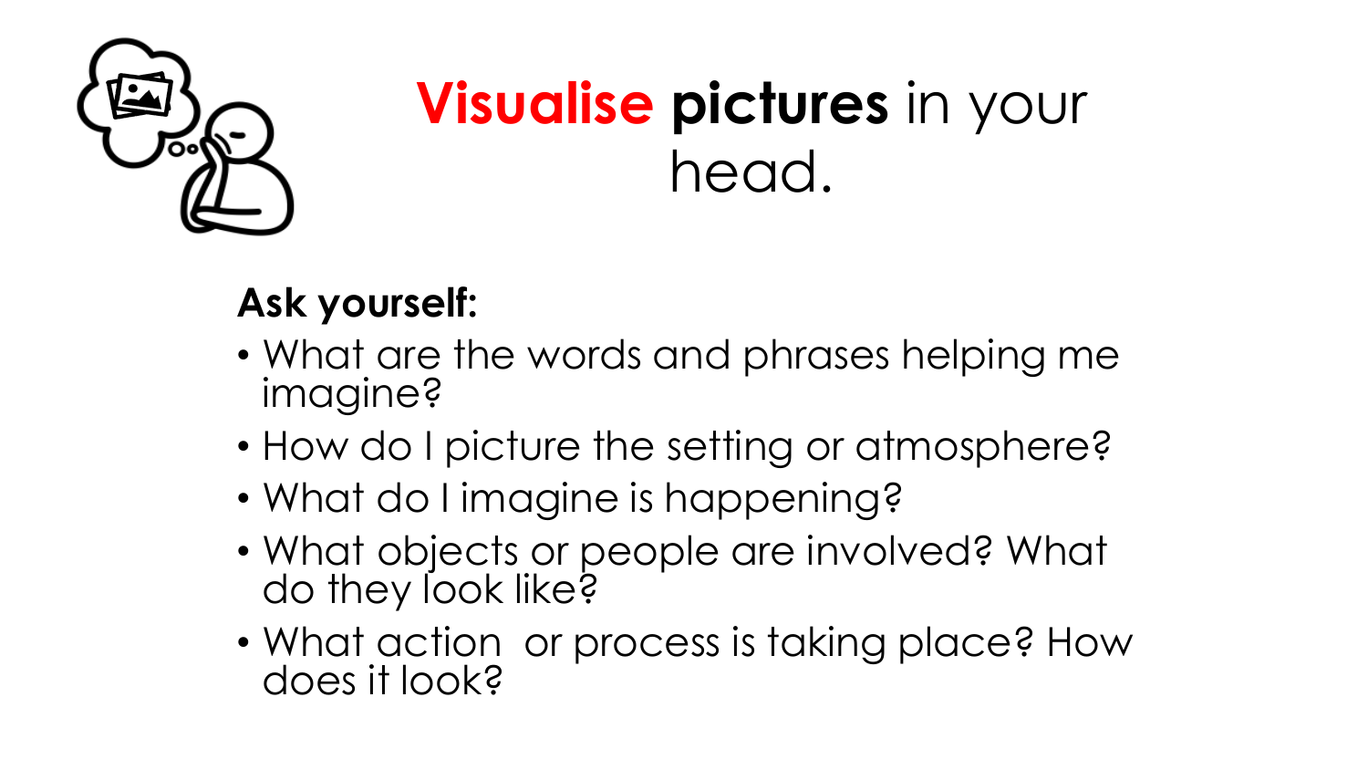# **Visualise pictures** in your head.

**Ask yourself:**

- What are the words and phrases helping me imagine?
- How do I picture the setting or atmosphere?
- What do I imagine is happening?
- What objects or people are involved? What do they look like?
- What action or process is taking place? How does it look?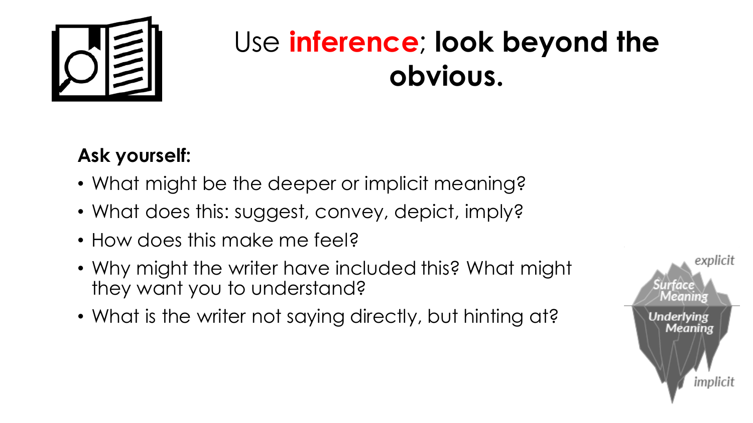# Use **inference**; **look beyond the obvious.**

**Ask yourself:**

- What might be the deeper or implicit meaning?
- What does this: suggest, convey, depict, imply?
- How does this make me feel?
- Why might the writer have included this? What might they want you to understand?
- What is the writer not saying directly, but hinting at?

*explicit*

*Surface Meaning*

*Underlying Meaning*

*implicit*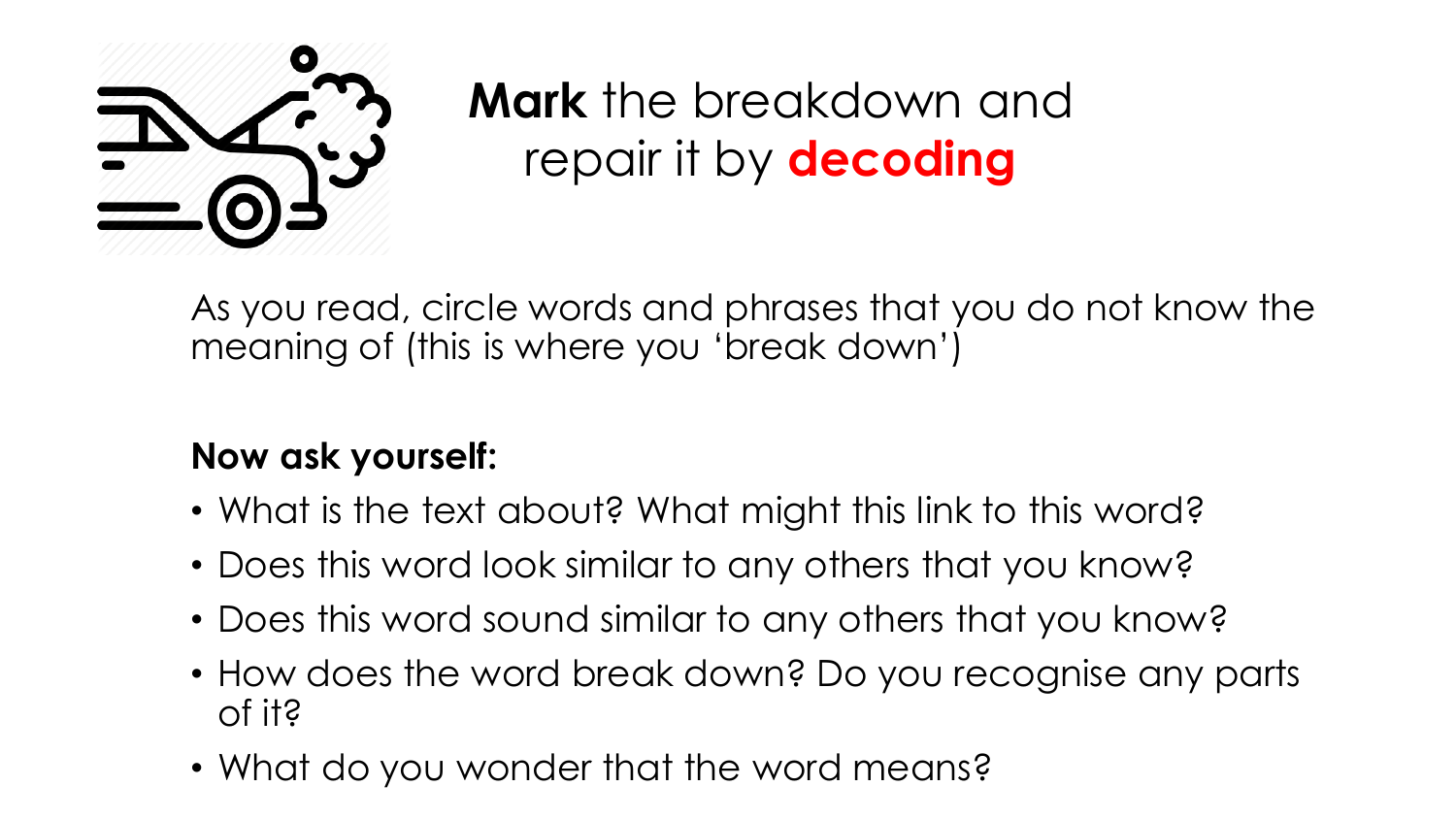# **Mark** the breakdown and repair it by **decoding**

As you read, circle words and phrases that you do not know the meaning of (this is where you 'break down')

**Now ask yourself:**

- What is the text about? What might this link to this word?
- Does this word look similar to any others that you know?
- Does this word sound similar to any others that you know?
- How does the word break down? Do you recognise any parts of it?
- What do you wonder that the word means?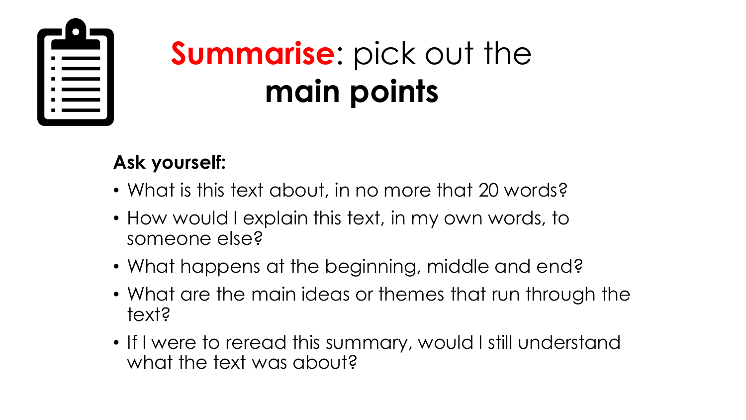# **Summarise**: pick out the **main points**

**Ask yourself:**

- What is this text about, in no more that 20 words?
- How would I explain this text, in my own words, to someone else?
- What happens at the beginning, middle and end?
- What are the main ideas or themes that run through the text?
- If I were to reread this summary, would I still understand what the text was about?